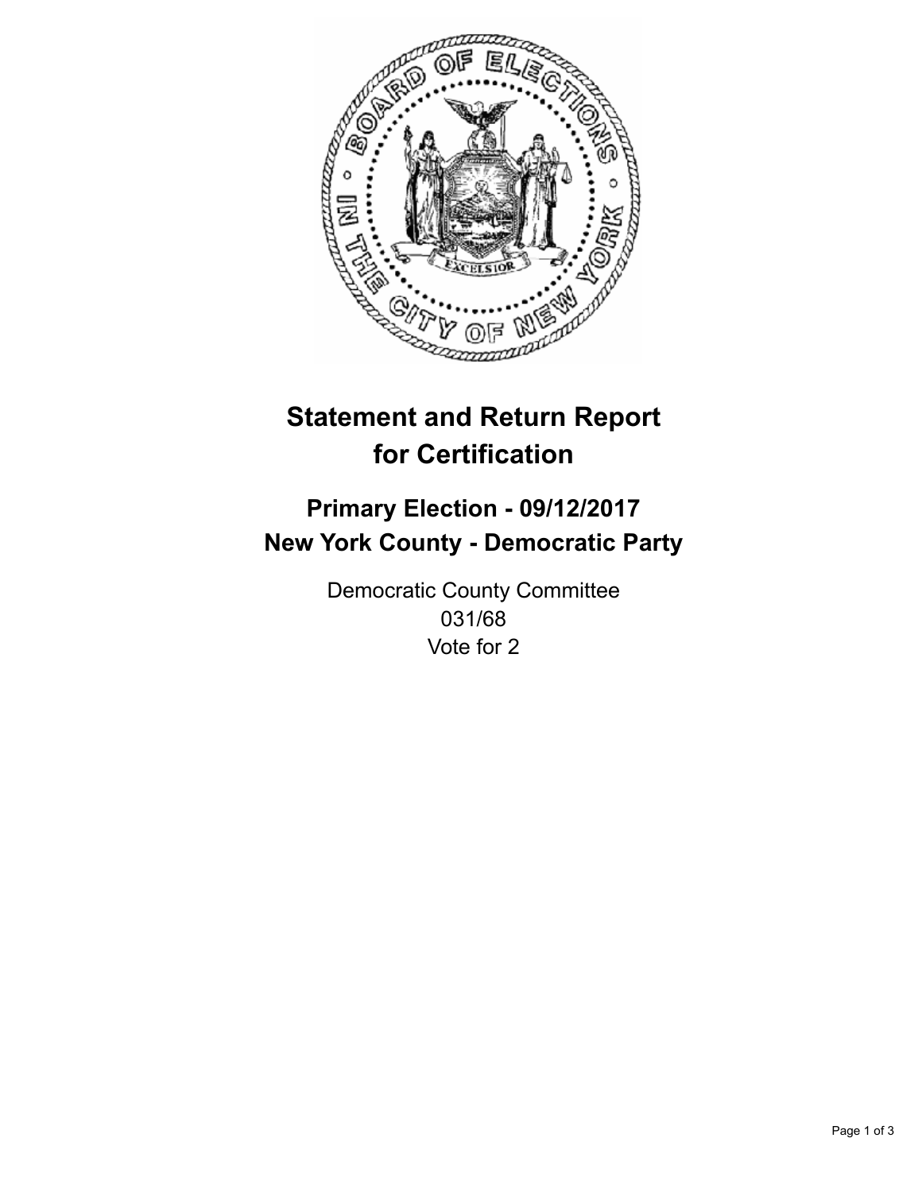# Statement and Return Report for Certification

## Primary Election - 09/12/2017
## New York County - Democratic Party

Democratic County Committee
031/68
Vote for 2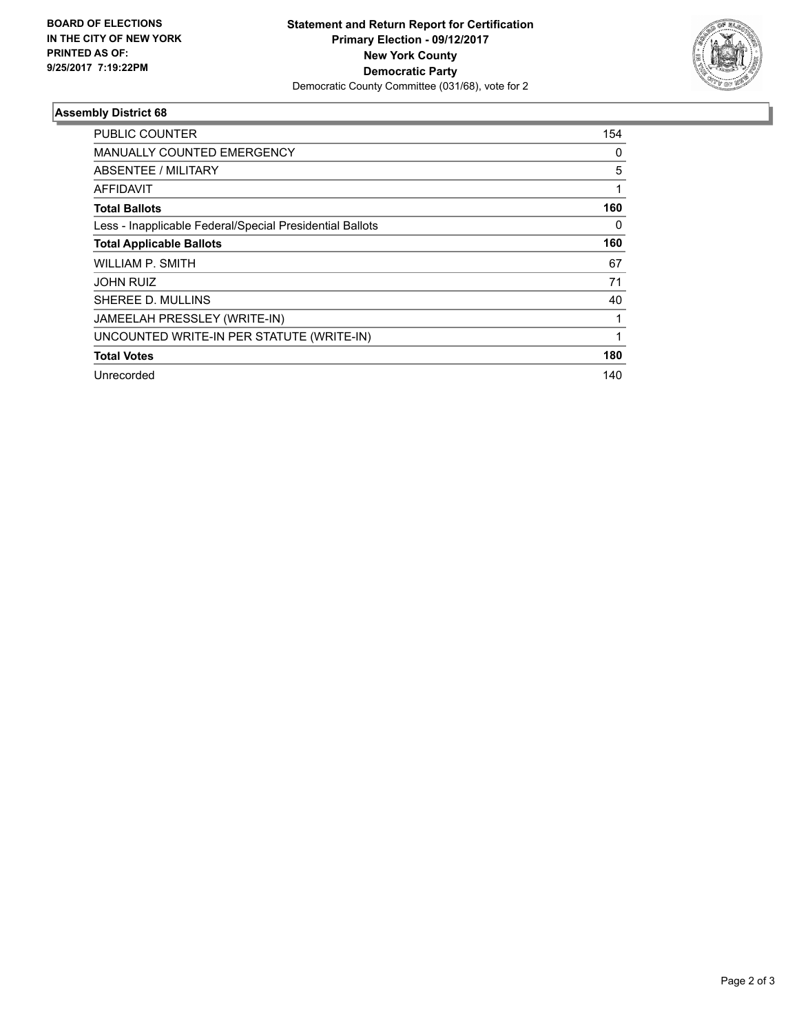**BOARD OF ELECTIONS IN THE CITY OF NEW YORK PRINTED AS OF: 9/25/2017 7:19:22PM**

**Statement and Return Report for Certification**
**Primary Election - 09/12/2017**
**New York County**
**Democratic Party**
Democratic County Committee (031/68), vote for 2

## Assembly District 68

| | |
|---|---|
| PUBLIC COUNTER | 154 |
| MANUALLY COUNTED EMERGENCY | 0 |
| ABSENTEE / MILITARY | 5 |
| AFFIDAVIT | 1 |
| **Total Ballots** | **160** |
| Less - Inapplicable Federal/Special Presidential Ballots | 0 |
| **Total Applicable Ballots** | **160** |
| WILLIAM P. SMITH | 67 |
| JOHN RUIZ | 71 |
| SHEREE D. MULLINS | 40 |
| JAMEELAH PRESSLEY (WRITE-IN) | 1 |
| UNCOUNTED WRITE-IN PER STATUTE (WRITE-IN) | 1 |
| **Total Votes** | **180** |
| Unrecorded | 140 |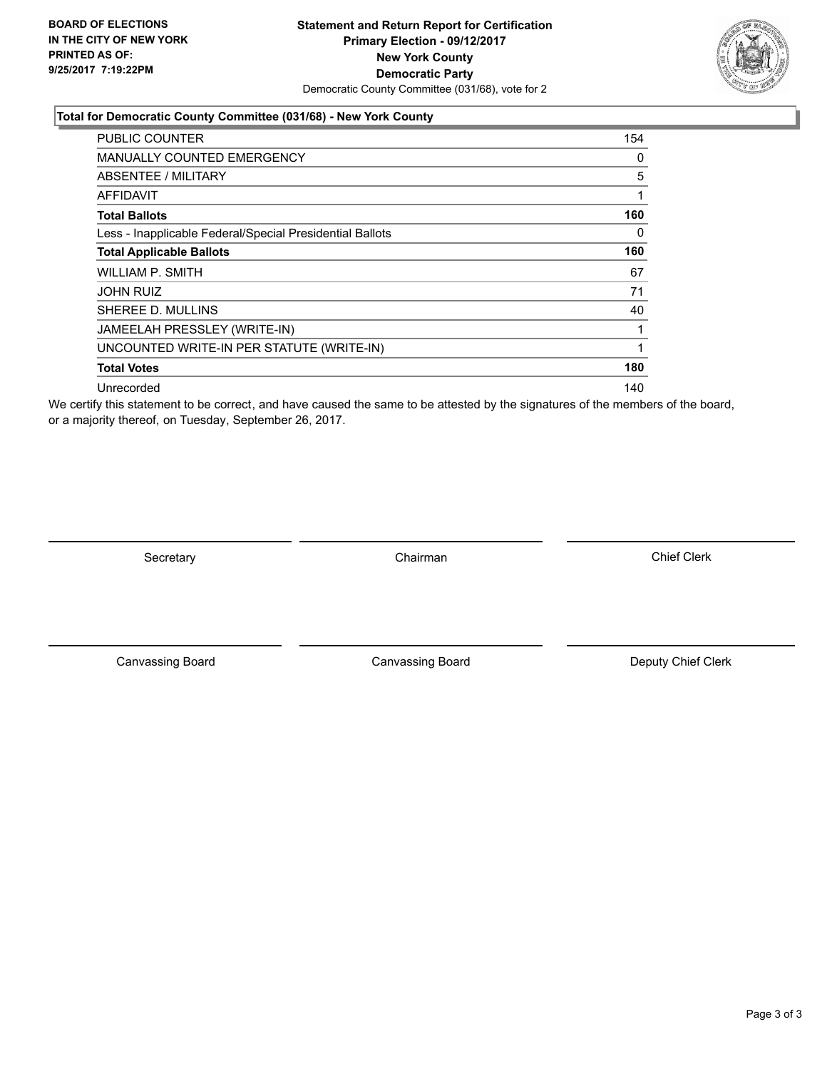**BOARD OF ELECTIONS IN THE CITY OF NEW YORK PRINTED AS OF: 9/25/2017 7:19:22PM**

**Statement and Return Report for Certification**
**Primary Election - 09/12/2017**
**New York County**
**Democratic Party**
Democratic County Committee (031/68), vote for 2

### Total for Democratic County Committee (031/68) - New York County

| | |
|---|---|
| PUBLIC COUNTER | 154 |
| MANUALLY COUNTED EMERGENCY | 0 |
| ABSENTEE / MILITARY | 5 |
| AFFIDAVIT | 1 |
| **Total Ballots** | **160** |
| Less - Inapplicable Federal/Special Presidential Ballots | 0 |
| **Total Applicable Ballots** | **160** |
| WILLIAM P. SMITH | 67 |
| JOHN RUIZ | 71 |
| SHEREE D. MULLINS | 40 |
| JAMEELAH PRESSLEY (WRITE-IN) | 1 |
| UNCOUNTED WRITE-IN PER STATUTE (WRITE-IN) | 1 |
| **Total Votes** | **180** |
| Unrecorded | 140 |

We certify this statement to be correct, and have caused the same to be attested by the signatures of the members of the board, or a majority thereof, on Tuesday, September 26, 2017.

Secretary

Chairman

Chief Clerk

Canvassing Board

Canvassing Board

Deputy Chief Clerk